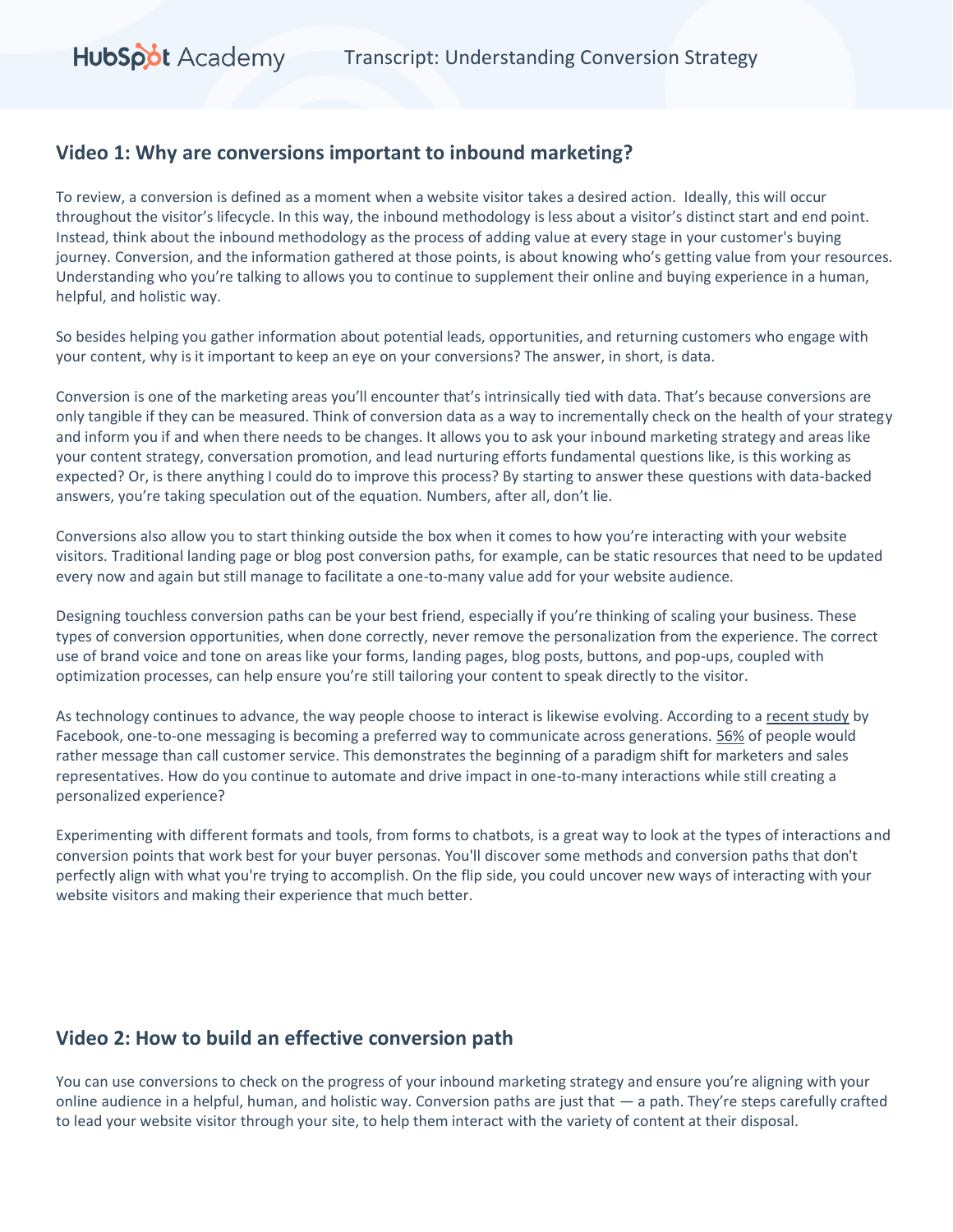## Video 1: Why are conversions important to inbound marketing?

To review, a conversion is defined as a moment when a website visitor takes a desired action. Ideally, this will occur throughout the visitor's lifecycle. In this way, the inbound methodology is less about a visitor's distinct start and end point. Instead, think about the inbound methodology as the process of adding value at every stage in your customer's buying journey. Conversion, and the information gathered at those points, is about knowing who's getting value from your resources. Understanding who you're talking to allows you to continue to supplement their online and buying experience in a human, helpful, and holistic way.

So besides helping you gather information about potential leads, opportunities, and returning customers who engage with your content, why is it important to keep an eye on your conversions? The answer, in short, is data.

Conversion is one of the marketing areas you'll encounter that's intrinsically tied with data. That's because conversions are only tangible if they can be measured. Think of conversion data as a way to incrementally check on the health of your strategy and inform you if and when there needs to be changes. It allows you to ask your inbound marketing strategy and areas like your content strategy, conversation promotion, and lead nurturing efforts fundamental questions like, is this working as expected? Or, is there anything I could do to improve this process? By starting to answer these questions with data-backed answers, you're taking speculation out of the equation. Numbers, after all, don't lie.

Conversions also allow you to start thinking outside the box when it comes to how you're interacting with your website visitors. Traditional landing page or blog post conversion paths, for example, can be static resources that need to be updated every now and again but still manage to facilitate a one-to-many value add for your website audience.

Designing touchless conversion paths can be your best friend, especially if you're thinking of scaling your business. These types of conversion opportunities, when done correctly, never remove the personalization from the experience. The correct use of brand voice and tone on areas like your forms, landing pages, blog posts, buttons, and pop-ups, coupled with optimization processes, can help ensure you're still tailoring your content to speak directly to the visitor.

As technology continues to advance, the way people choose to interact is likewise evolving. According to a recent study by Facebook, one-to-one messaging is becoming a preferred way to communicate across generations. 56% of people would rather message than call customer service. This demonstrates the beginning of a paradigm shift for marketers and sales representatives. How do you continue to automate and drive impact in one-to-many interactions while still creating a personalized experience?

Experimenting with different formats and tools, from forms to chatbots, is a great way to look at the types of interactions and conversion points that work best for your buyer personas. You'll discover some methods and conversion paths that don't perfectly align with what you're trying to accomplish. On the flip side, you could uncover new ways of interacting with your website visitors and making their experience that much better.

## Video 2: How to build an effective conversion path

You can use conversions to check on the progress of your inbound marketing strategy and ensure you're aligning with your online audience in a helpful, human, and holistic way. Conversion paths are just that — a path. They're steps carefully crafted to lead your website visitor through your site, to help them interact with the variety of content at their disposal.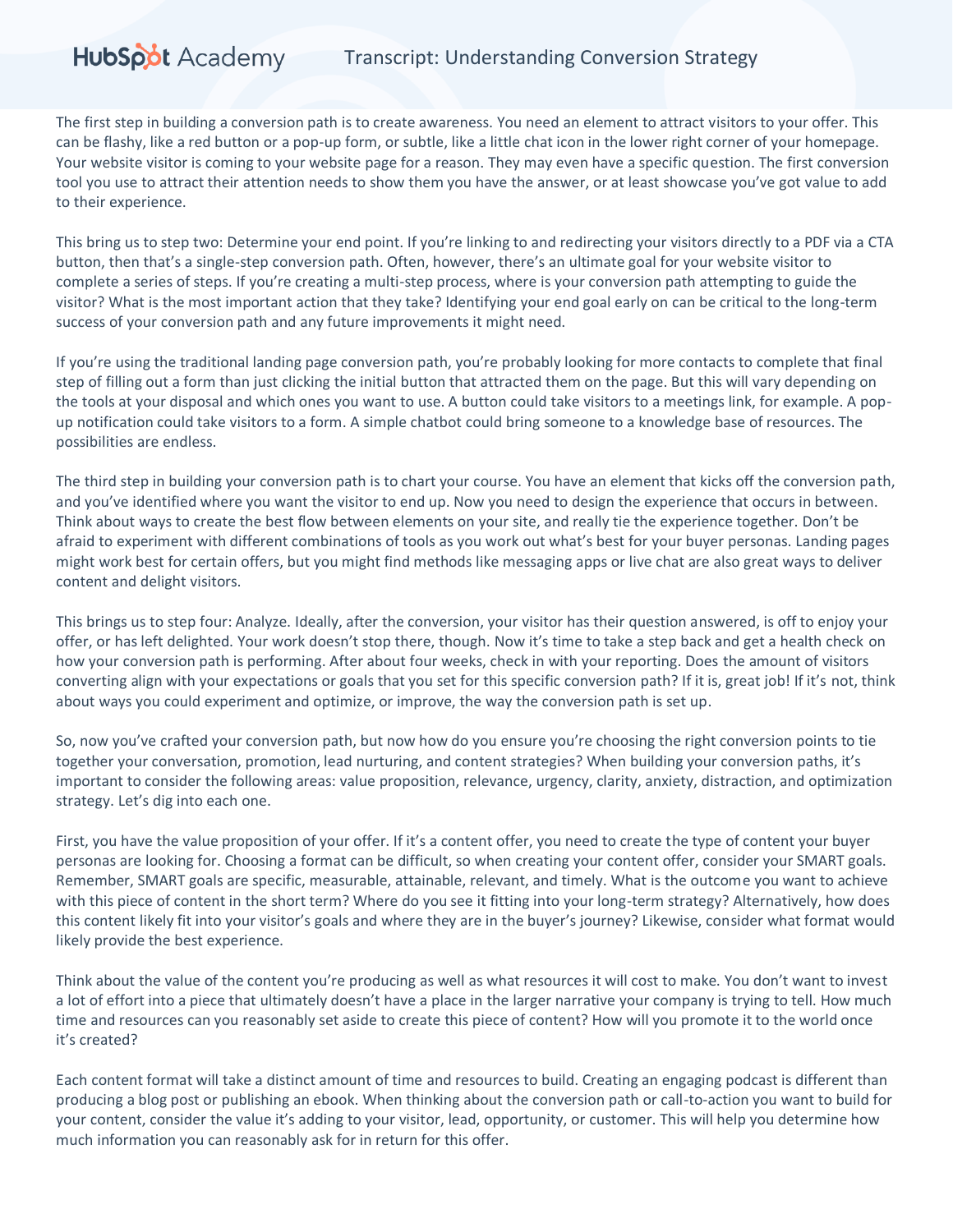The first step in building a conversion path is to create awareness. You need an element to attract visitors to your offer. This can be flashy, like a red button or a pop-up form, or subtle, like a little chat icon in the lower right corner of your homepage. Your website visitor is coming to your website page for a reason. They may even have a specific question. The first conversion tool you use to attract their attention needs to show them you have the answer, or at least showcase you've got value to add to their experience.

This bring us to step two: Determine your end point. If you're linking to and redirecting your visitors directly to a PDF via a CTA button, then that's a single-step conversion path. Often, however, there's an ultimate goal for your website visitor to complete a series of steps. If you're creating a multi-step process, where is your conversion path attempting to guide the visitor? What is the most important action that they take? Identifying your end goal early on can be critical to the long-term success of your conversion path and any future improvements it might need.

If you're using the traditional landing page conversion path, you're probably looking for more contacts to complete that final step of filling out a form than just clicking the initial button that attracted them on the page. But this will vary depending on the tools at your disposal and which ones you want to use. A button could take visitors to a meetings link, for example. A pop-up notification could take visitors to a form. A simple chatbot could bring someone to a knowledge base of resources. The possibilities are endless.

The third step in building your conversion path is to chart your course. You have an element that kicks off the conversion path, and you've identified where you want the visitor to end up. Now you need to design the experience that occurs in between. Think about ways to create the best flow between elements on your site, and really tie the experience together. Don't be afraid to experiment with different combinations of tools as you work out what's best for your buyer personas. Landing pages might work best for certain offers, but you might find methods like messaging apps or live chat are also great ways to deliver content and delight visitors.

This brings us to step four: Analyze. Ideally, after the conversion, your visitor has their question answered, is off to enjoy your offer, or has left delighted. Your work doesn't stop there, though. Now it's time to take a step back and get a health check on how your conversion path is performing. After about four weeks, check in with your reporting. Does the amount of visitors converting align with your expectations or goals that you set for this specific conversion path? If it is, great job! If it's not, think about ways you could experiment and optimize, or improve, the way the conversion path is set up.

So, now you've crafted your conversion path, but now how do you ensure you're choosing the right conversion points to tie together your conversation, promotion, lead nurturing, and content strategies? When building your conversion paths, it's important to consider the following areas: value proposition, relevance, urgency, clarity, anxiety, distraction, and optimization strategy. Let's dig into each one.

First, you have the value proposition of your offer. If it's a content offer, you need to create the type of content your buyer personas are looking for. Choosing a format can be difficult, so when creating your content offer, consider your SMART goals. Remember, SMART goals are specific, measurable, attainable, relevant, and timely. What is the outcome you want to achieve with this piece of content in the short term? Where do you see it fitting into your long-term strategy? Alternatively, how does this content likely fit into your visitor's goals and where they are in the buyer's journey? Likewise, consider what format would likely provide the best experience.

Think about the value of the content you're producing as well as what resources it will cost to make. You don't want to invest a lot of effort into a piece that ultimately doesn't have a place in the larger narrative your company is trying to tell. How much time and resources can you reasonably set aside to create this piece of content? How will you promote it to the world once it's created?

Each content format will take a distinct amount of time and resources to build. Creating an engaging podcast is different than producing a blog post or publishing an ebook. When thinking about the conversion path or call-to-action you want to build for your content, consider the value it's adding to your visitor, lead, opportunity, or customer. This will help you determine how much information you can reasonably ask for in return for this offer.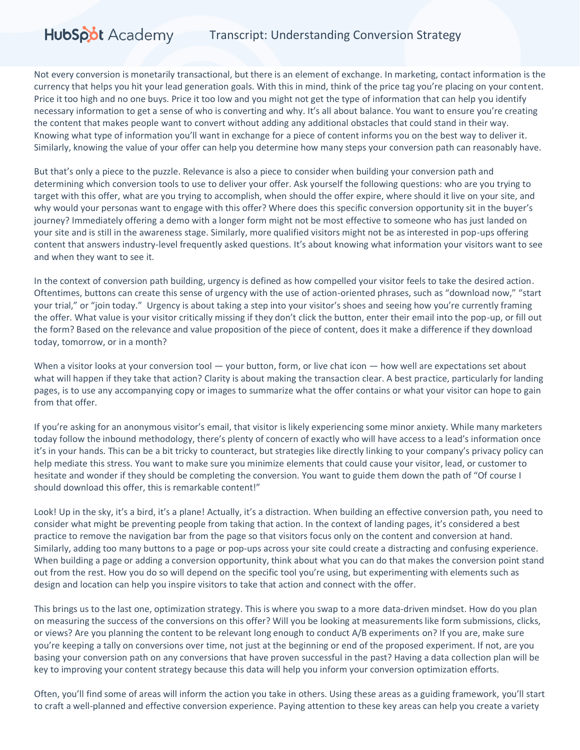Not every conversion is monetarily transactional, but there is an element of exchange. In marketing, contact information is the currency that helps you hit your lead generation goals. With this in mind, think of the price tag you're placing on your content. Price it too high and no one buys. Price it too low and you might not get the type of information that can help you identify necessary information to get a sense of who is converting and why. It's all about balance. You want to ensure you're creating the content that makes people want to convert without adding any additional obstacles that could stand in their way. Knowing what type of information you'll want in exchange for a piece of content informs you on the best way to deliver it. Similarly, knowing the value of your offer can help you determine how many steps your conversion path can reasonably have.

But that's only a piece to the puzzle. Relevance is also a piece to consider when building your conversion path and determining which conversion tools to use to deliver your offer. Ask yourself the following questions: who are you trying to target with this offer, what are you trying to accomplish, when should the offer expire, where should it live on your site, and why would your personas want to engage with this offer? Where does this specific conversion opportunity sit in the buyer's journey? Immediately offering a demo with a longer form might not be most effective to someone who has just landed on your site and is still in the awareness stage. Similarly, more qualified visitors might not be as interested in pop-ups offering content that answers industry-level frequently asked questions. It's about knowing what information your visitors want to see and when they want to see it.

In the context of conversion path building, urgency is defined as how compelled your visitor feels to take the desired action. Oftentimes, buttons can create this sense of urgency with the use of action-oriented phrases, such as "download now," "start your trial," or "join today." Urgency is about taking a step into your visitor's shoes and seeing how you're currently framing the offer. What value is your visitor critically missing if they don't click the button, enter their email into the pop-up, or fill out the form? Based on the relevance and value proposition of the piece of content, does it make a difference if they download today, tomorrow, or in a month?

When a visitor looks at your conversion tool — your button, form, or live chat icon — how well are expectations set about what will happen if they take that action? Clarity is about making the transaction clear. A best practice, particularly for landing pages, is to use any accompanying copy or images to summarize what the offer contains or what your visitor can hope to gain from that offer.

If you're asking for an anonymous visitor's email, that visitor is likely experiencing some minor anxiety. While many marketers today follow the inbound methodology, there's plenty of concern of exactly who will have access to a lead's information once it's in your hands. This can be a bit tricky to counteract, but strategies like directly linking to your company's privacy policy can help mediate this stress. You want to make sure you minimize elements that could cause your visitor, lead, or customer to hesitate and wonder if they should be completing the conversion. You want to guide them down the path of "Of course I should download this offer, this is remarkable content!"

Look! Up in the sky, it's a bird, it's a plane! Actually, it's a distraction. When building an effective conversion path, you need to consider what might be preventing people from taking that action. In the context of landing pages, it's considered a best practice to remove the navigation bar from the page so that visitors focus only on the content and conversion at hand. Similarly, adding too many buttons to a page or pop-ups across your site could create a distracting and confusing experience. When building a page or adding a conversion opportunity, think about what you can do that makes the conversion point stand out from the rest. How you do so will depend on the specific tool you're using, but experimenting with elements such as design and location can help you inspire visitors to take that action and connect with the offer.

This brings us to the last one, optimization strategy. This is where you swap to a more data-driven mindset. How do you plan on measuring the success of the conversions on this offer? Will you be looking at measurements like form submissions, clicks, or views? Are you planning the content to be relevant long enough to conduct A/B experiments on? If you are, make sure you're keeping a tally on conversions over time, not just at the beginning or end of the proposed experiment. If not, are you basing your conversion path on any conversions that have proven successful in the past? Having a data collection plan will be key to improving your content strategy because this data will help you inform your conversion optimization efforts.

Often, you'll find some of areas will inform the action you take in others. Using these areas as a guiding framework, you'll start to craft a well-planned and effective conversion experience. Paying attention to these key areas can help you create a variety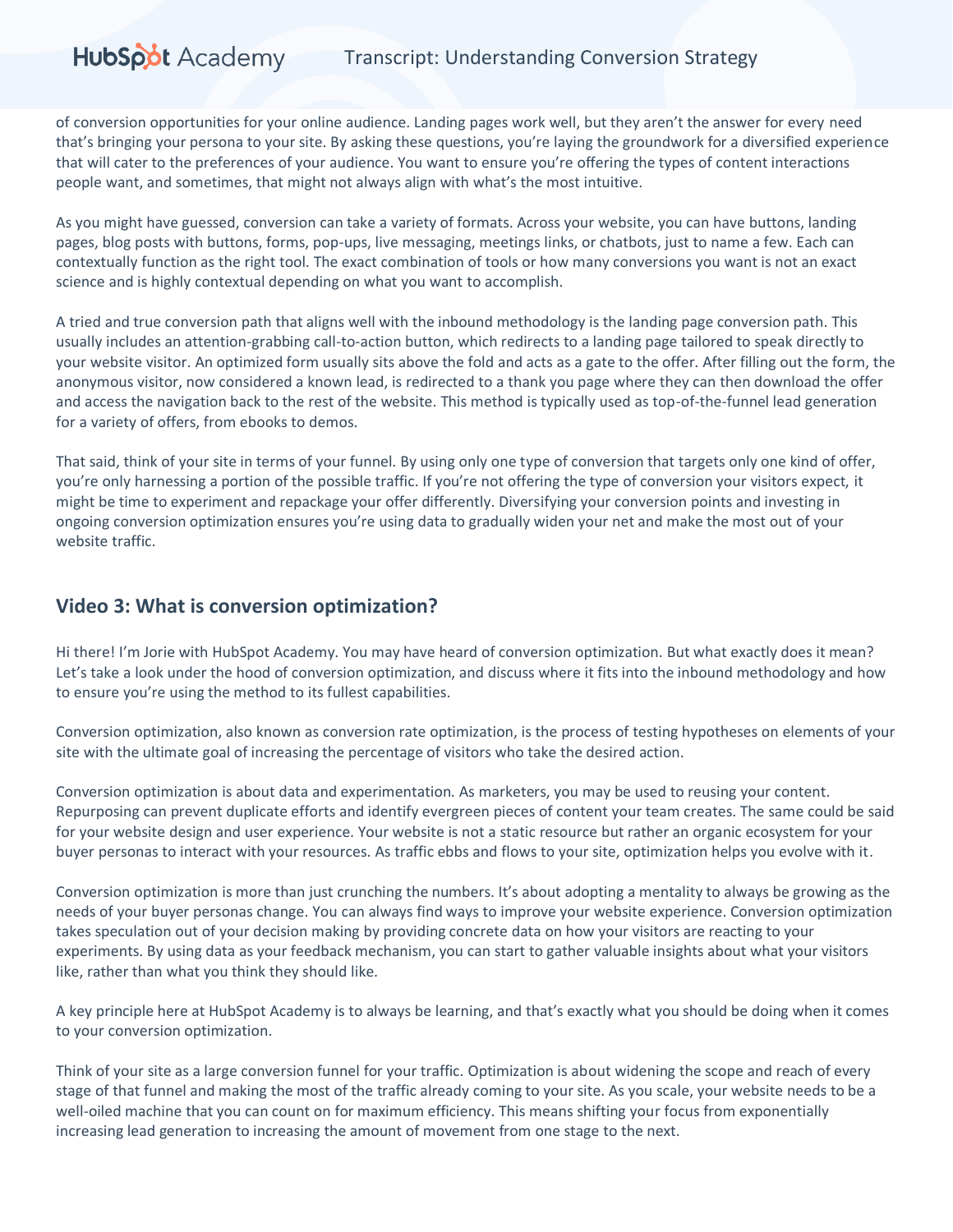of conversion opportunities for your online audience. Landing pages work well, but they aren't the answer for every need that's bringing your persona to your site. By asking these questions, you're laying the groundwork for a diversified experience that will cater to the preferences of your audience. You want to ensure you're offering the types of content interactions people want, and sometimes, that might not always align with what's the most intuitive.

As you might have guessed, conversion can take a variety of formats. Across your website, you can have buttons, landing pages, blog posts with buttons, forms, pop-ups, live messaging, meetings links, or chatbots, just to name a few. Each can contextually function as the right tool. The exact combination of tools or how many conversions you want is not an exact science and is highly contextual depending on what you want to accomplish.

A tried and true conversion path that aligns well with the inbound methodology is the landing page conversion path. This usually includes an attention-grabbing call-to-action button, which redirects to a landing page tailored to speak directly to your website visitor. An optimized form usually sits above the fold and acts as a gate to the offer. After filling out the form, the anonymous visitor, now considered a known lead, is redirected to a thank you page where they can then download the offer and access the navigation back to the rest of the website. This method is typically used as top-of-the-funnel lead generation for a variety of offers, from ebooks to demos.

That said, think of your site in terms of your funnel. By using only one type of conversion that targets only one kind of offer, you're only harnessing a portion of the possible traffic. If you're not offering the type of conversion your visitors expect, it might be time to experiment and repackage your offer differently. Diversifying your conversion points and investing in ongoing conversion optimization ensures you're using data to gradually widen your net and make the most out of your website traffic.

## Video 3: What is conversion optimization?

Hi there! I'm Jorie with HubSpot Academy. You may have heard of conversion optimization. But what exactly does it mean? Let's take a look under the hood of conversion optimization, and discuss where it fits into the inbound methodology and how to ensure you're using the method to its fullest capabilities.

Conversion optimization, also known as conversion rate optimization, is the process of testing hypotheses on elements of your site with the ultimate goal of increasing the percentage of visitors who take the desired action.

Conversion optimization is about data and experimentation. As marketers, you may be used to reusing your content. Repurposing can prevent duplicate efforts and identify evergreen pieces of content your team creates. The same could be said for your website design and user experience. Your website is not a static resource but rather an organic ecosystem for your buyer personas to interact with your resources. As traffic ebbs and flows to your site, optimization helps you evolve with it.

Conversion optimization is more than just crunching the numbers. It's about adopting a mentality to always be growing as the needs of your buyer personas change. You can always find ways to improve your website experience. Conversion optimization takes speculation out of your decision making by providing concrete data on how your visitors are reacting to your experiments. By using data as your feedback mechanism, you can start to gather valuable insights about what your visitors like, rather than what you think they should like.

A key principle here at HubSpot Academy is to always be learning, and that's exactly what you should be doing when it comes to your conversion optimization.

Think of your site as a large conversion funnel for your traffic. Optimization is about widening the scope and reach of every stage of that funnel and making the most of the traffic already coming to your site. As you scale, your website needs to be a well-oiled machine that you can count on for maximum efficiency. This means shifting your focus from exponentially increasing lead generation to increasing the amount of movement from one stage to the next.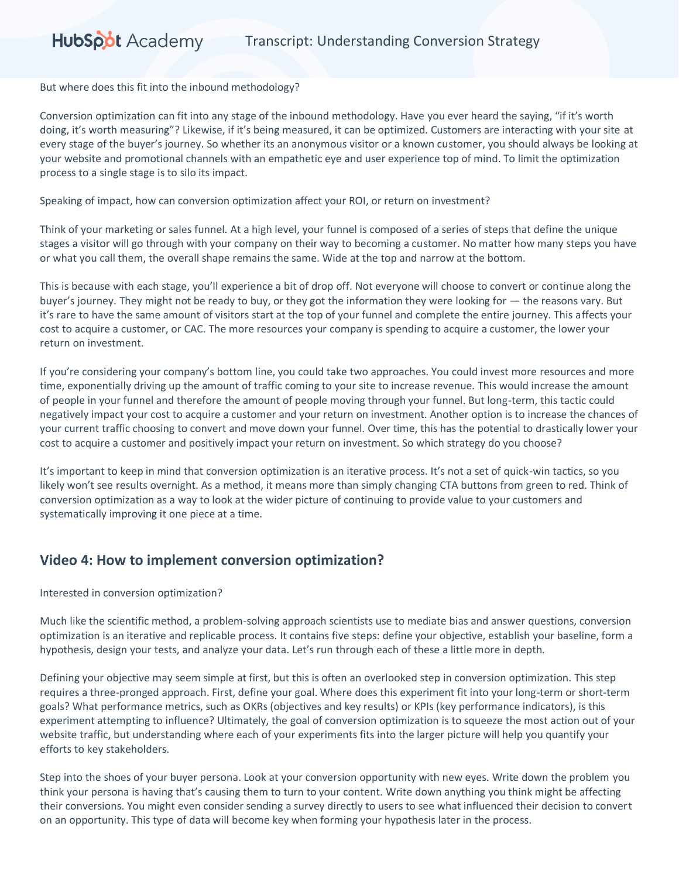But where does this fit into the inbound methodology?

Conversion optimization can fit into any stage of the inbound methodology. Have you ever heard the saying, "if it's worth doing, it's worth measuring"? Likewise, if it's being measured, it can be optimized. Customers are interacting with your site at every stage of the buyer's journey. So whether its an anonymous visitor or a known customer, you should always be looking at your website and promotional channels with an empathetic eye and user experience top of mind. To limit the optimization process to a single stage is to silo its impact.

Speaking of impact, how can conversion optimization affect your ROI, or return on investment?

Think of your marketing or sales funnel. At a high level, your funnel is composed of a series of steps that define the unique stages a visitor will go through with your company on their way to becoming a customer. No matter how many steps you have or what you call them, the overall shape remains the same. Wide at the top and narrow at the bottom.

This is because with each stage, you'll experience a bit of drop off. Not everyone will choose to convert or continue along the buyer's journey. They might not be ready to buy, or they got the information they were looking for — the reasons vary. But it's rare to have the same amount of visitors start at the top of your funnel and complete the entire journey. This affects your cost to acquire a customer, or CAC. The more resources your company is spending to acquire a customer, the lower your return on investment.

If you're considering your company's bottom line, you could take two approaches. You could invest more resources and more time, exponentially driving up the amount of traffic coming to your site to increase revenue. This would increase the amount of people in your funnel and therefore the amount of people moving through your funnel. But long-term, this tactic could negatively impact your cost to acquire a customer and your return on investment. Another option is to increase the chances of your current traffic choosing to convert and move down your funnel. Over time, this has the potential to drastically lower your cost to acquire a customer and positively impact your return on investment. So which strategy do you choose?

It's important to keep in mind that conversion optimization is an iterative process. It's not a set of quick-win tactics, so you likely won't see results overnight. As a method, it means more than simply changing CTA buttons from green to red. Think of conversion optimization as a way to look at the wider picture of continuing to provide value to your customers and systematically improving it one piece at a time.

## Video 4: How to implement conversion optimization?

Interested in conversion optimization?

Much like the scientific method, a problem-solving approach scientists use to mediate bias and answer questions, conversion optimization is an iterative and replicable process. It contains five steps: define your objective, establish your baseline, form a hypothesis, design your tests, and analyze your data. Let's run through each of these a little more in depth.

Defining your objective may seem simple at first, but this is often an overlooked step in conversion optimization. This step requires a three-pronged approach. First, define your goal. Where does this experiment fit into your long-term or short-term goals? What performance metrics, such as OKRs (objectives and key results) or KPIs (key performance indicators), is this experiment attempting to influence? Ultimately, the goal of conversion optimization is to squeeze the most action out of your website traffic, but understanding where each of your experiments fits into the larger picture will help you quantify your efforts to key stakeholders.

Step into the shoes of your buyer persona. Look at your conversion opportunity with new eyes. Write down the problem you think your persona is having that's causing them to turn to your content. Write down anything you think might be affecting their conversions. You might even consider sending a survey directly to users to see what influenced their decision to convert on an opportunity. This type of data will become key when forming your hypothesis later in the process.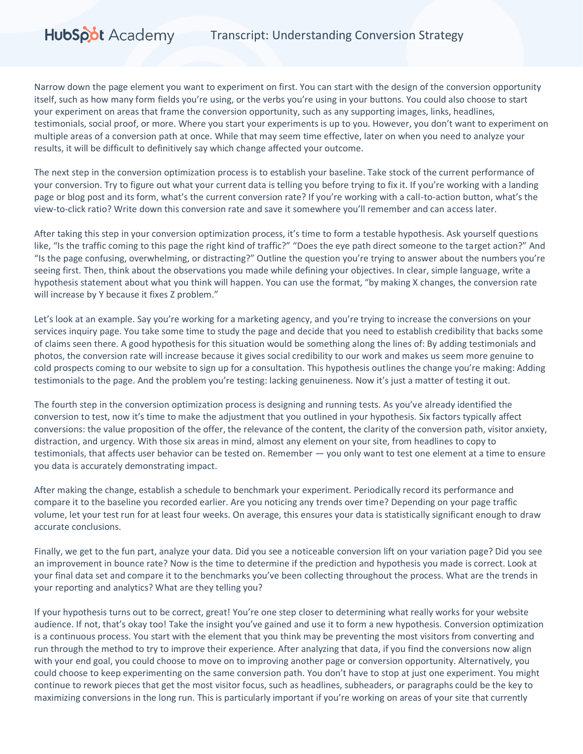Narrow down the page element you want to experiment on first. You can start with the design of the conversion opportunity itself, such as how many form fields you're using, or the verbs you're using in your buttons. You could also choose to start your experiment on areas that frame the conversion opportunity, such as any supporting images, links, headlines, testimonials, social proof, or more. Where you start your experiments is up to you. However, you don't want to experiment on multiple areas of a conversion path at once. While that may seem time effective, later on when you need to analyze your results, it will be difficult to definitively say which change affected your outcome.

The next step in the conversion optimization process is to establish your baseline. Take stock of the current performance of your conversion. Try to figure out what your current data is telling you before trying to fix it. If you're working with a landing page or blog post and its form, what's the current conversion rate? If you're working with a call-to-action button, what's the view-to-click ratio? Write down this conversion rate and save it somewhere you'll remember and can access later.

After taking this step in your conversion optimization process, it's time to form a testable hypothesis. Ask yourself questions like, "Is the traffic coming to this page the right kind of traffic?" "Does the eye path direct someone to the target action?" And "Is the page confusing, overwhelming, or distracting?" Outline the question you're trying to answer about the numbers you're seeing first. Then, think about the observations you made while defining your objectives. In clear, simple language, write a hypothesis statement about what you think will happen. You can use the format, "by making X changes, the conversion rate will increase by Y because it fixes Z problem."

Let's look at an example. Say you're working for a marketing agency, and you're trying to increase the conversions on your services inquiry page. You take some time to study the page and decide that you need to establish credibility that backs some of claims seen there. A good hypothesis for this situation would be something along the lines of: By adding testimonials and photos, the conversion rate will increase because it gives social credibility to our work and makes us seem more genuine to cold prospects coming to our website to sign up for a consultation. This hypothesis outlines the change you're making: Adding testimonials to the page. And the problem you're testing: lacking genuineness. Now it's just a matter of testing it out.

The fourth step in the conversion optimization process is designing and running tests. As you've already identified the conversion to test, now it's time to make the adjustment that you outlined in your hypothesis. Six factors typically affect conversions: the value proposition of the offer, the relevance of the content, the clarity of the conversion path, visitor anxiety, distraction, and urgency. With those six areas in mind, almost any element on your site, from headlines to copy to testimonials, that affects user behavior can be tested on. Remember — you only want to test one element at a time to ensure you data is accurately demonstrating impact.

After making the change, establish a schedule to benchmark your experiment. Periodically record its performance and compare it to the baseline you recorded earlier. Are you noticing any trends over time? Depending on your page traffic volume, let your test run for at least four weeks. On average, this ensures your data is statistically significant enough to draw accurate conclusions.

Finally, we get to the fun part, analyze your data. Did you see a noticeable conversion lift on your variation page? Did you see an improvement in bounce rate? Now is the time to determine if the prediction and hypothesis you made is correct. Look at your final data set and compare it to the benchmarks you've been collecting throughout the process. What are the trends in your reporting and analytics? What are they telling you?

If your hypothesis turns out to be correct, great! You're one step closer to determining what really works for your website audience. If not, that's okay too! Take the insight you've gained and use it to form a new hypothesis. Conversion optimization is a continuous process. You start with the element that you think may be preventing the most visitors from converting and run through the method to try to improve their experience. After analyzing that data, if you find the conversions now align with your end goal, you could choose to move on to improving another page or conversion opportunity. Alternatively, you could choose to keep experimenting on the same conversion path. You don't have to stop at just one experiment. You might continue to rework pieces that get the most visitor focus, such as headlines, subheaders, or paragraphs could be the key to maximizing conversions in the long run. This is particularly important if you're working on areas of your site that currently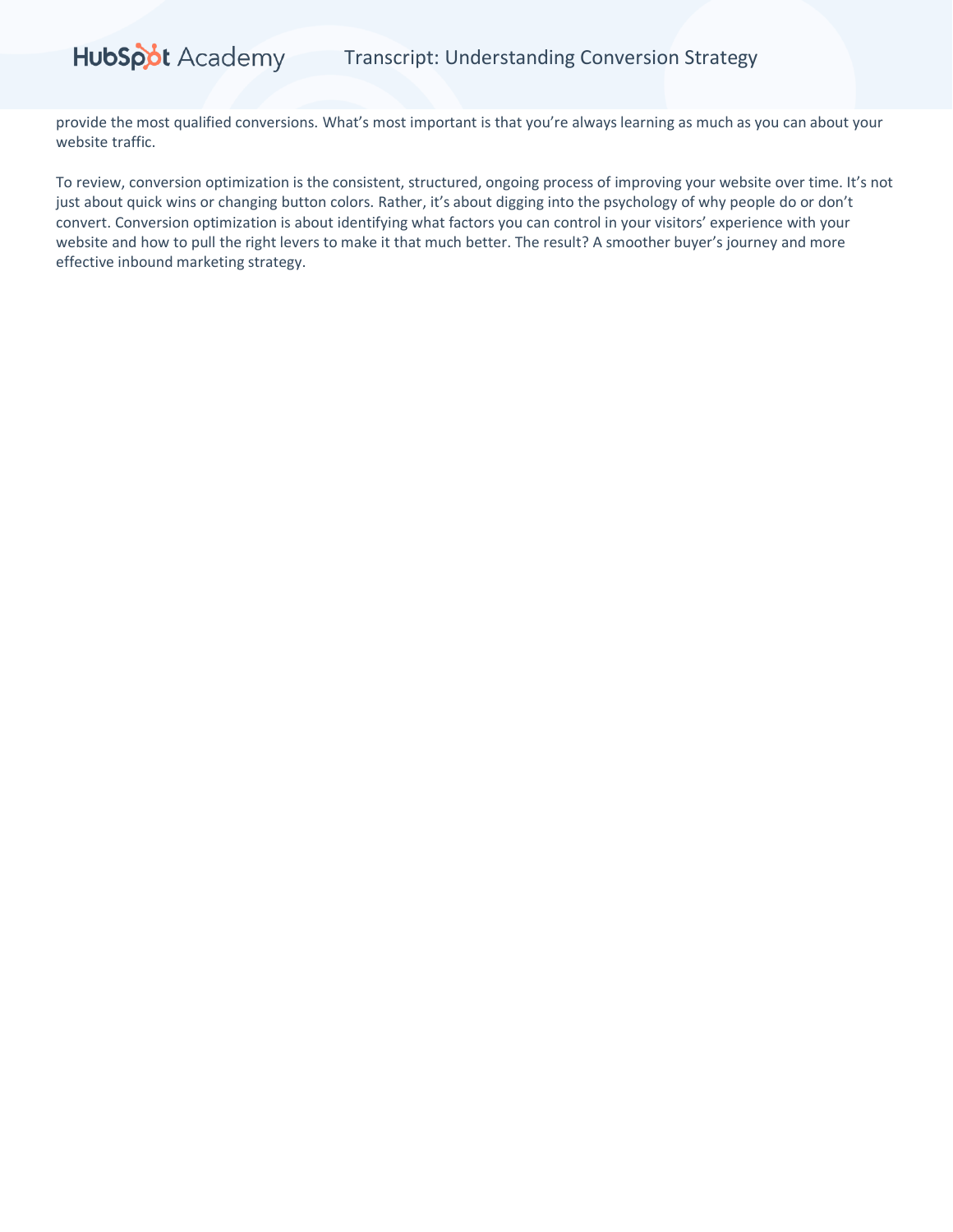provide the most qualified conversions. What's most important is that you're always learning as much as you can about your website traffic.

To review, conversion optimization is the consistent, structured, ongoing process of improving your website over time. It's not just about quick wins or changing button colors. Rather, it's about digging into the psychology of why people do or don't convert. Conversion optimization is about identifying what factors you can control in your visitors' experience with your website and how to pull the right levers to make it that much better. The result? A smoother buyer's journey and more effective inbound marketing strategy.